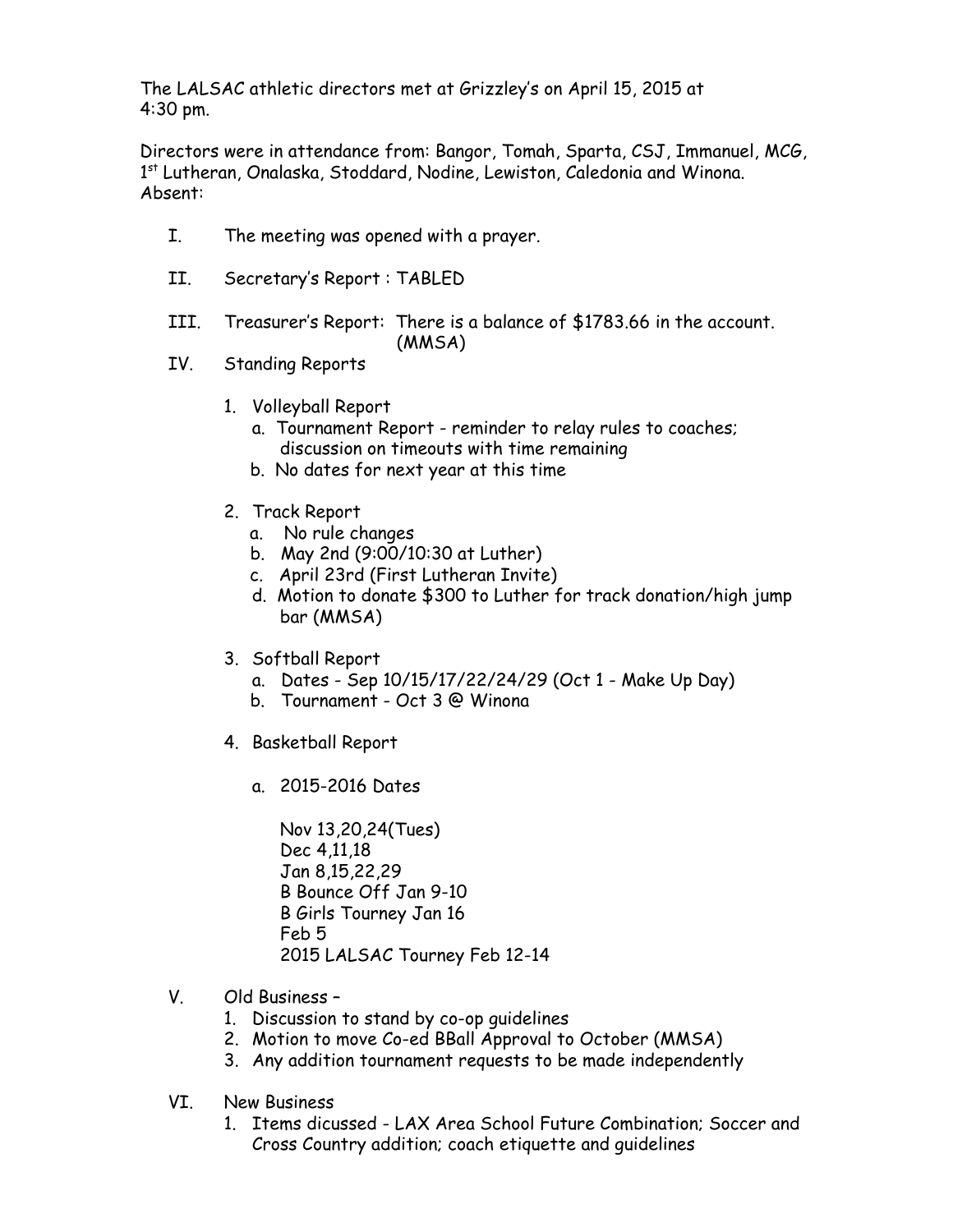The LALSAC athletic directors met at Grizzley's on April 15, 2015 at 4:30 pm.

Directors were in attendance from: Bangor, Tomah, Sparta, CSJ, Immanuel, MCG, 1st Lutheran, Onalaska, Stoddard, Nodine, Lewiston, Caledonia and Winona.
Absent:

I. The meeting was opened with a prayer.

II. Secretary's Report : TABLED

III. Treasurer's Report: There is a balance of $1783.66 in the account. (MMSA)

IV. Standing Reports

1. Volleyball Report
   a. Tournament Report - reminder to relay rules to coaches; discussion on timeouts with time remaining
   b. No dates for next year at this time

2. Track Report
   a. No rule changes
   b. May 2nd (9:00/10:30 at Luther)
   c. April 23rd (First Lutheran Invite)
   d. Motion to donate $300 to Luther for track donation/high jump bar (MMSA)

3. Softball Report
   a. Dates - Sep 10/15/17/22/24/29 (Oct 1 - Make Up Day)
   b. Tournament - Oct 3 @ Winona

4. Basketball Report

   a. 2015-2016 Dates

      Nov 13,20,24(Tues)
      Dec 4,11,18
      Jan 8,15,22,29
      B Bounce Off Jan 9-10
      B Girls Tourney Jan 16
      Feb 5
      2015 LALSAC Tourney Feb 12-14

V. Old Business –
1. Discussion to stand by co-op guidelines
2. Motion to move Co-ed BBall Approval to October (MMSA)
3. Any addition tournament requests to be made independently

VI. New Business
1. Items dicussed - LAX Area School Future Combination; Soccer and Cross Country addition; coach etiquette and guidelines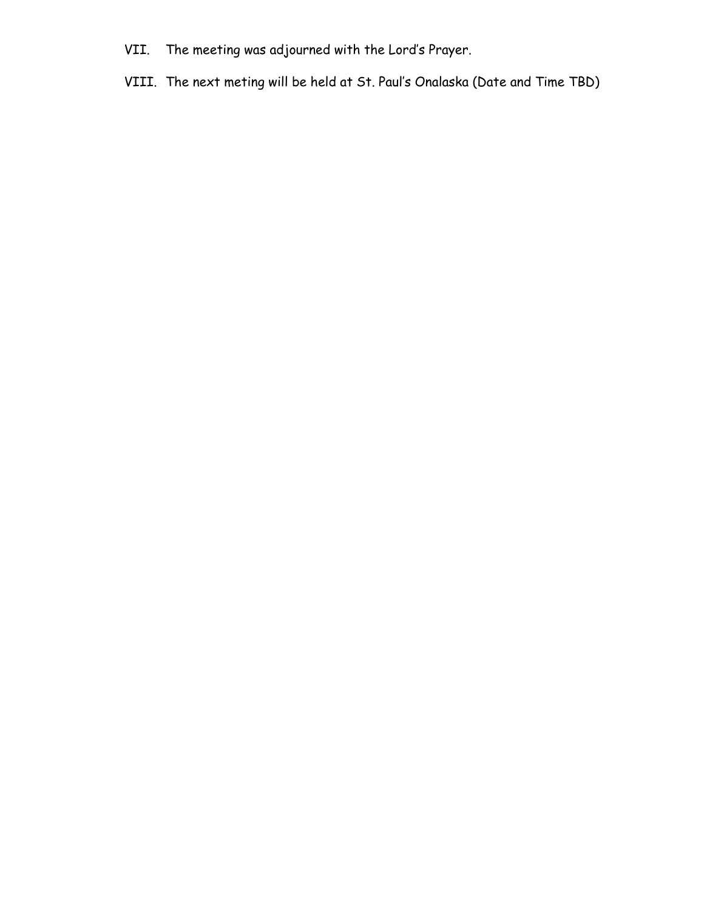VII. The meeting was adjourned with the Lord's Prayer.

VIII. The next meting will be held at St. Paul's Onalaska (Date and Time TBD)